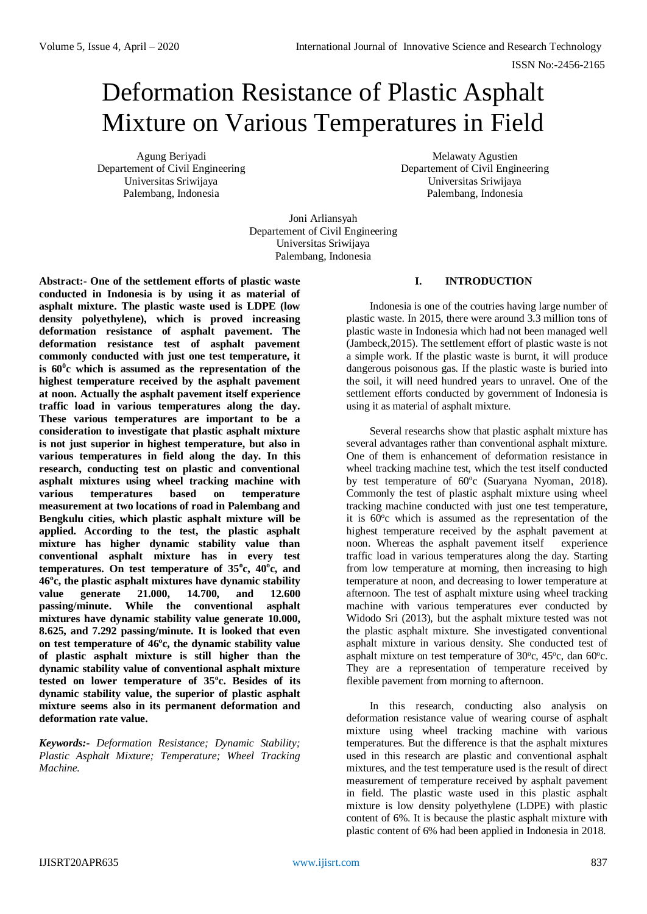# Deformation Resistance of Plastic Asphalt Mixture on Various Temperatures in Field

Agung Beriyadi
Departement of Civil Engineering
Universitas Sriwijaya
Palembang, Indonesia

Melawaty Agustien
Departement of Civil Engineering
Universitas Sriwijaya
Palembang, Indonesia

Joni Arliansyah
Departement of Civil Engineering
Universitas Sriwijaya
Palembang, Indonesia

**Abstract:- One of the settlement efforts of plastic waste conducted in Indonesia is by using it as material of asphalt mixture. The plastic waste used is LDPE (low density polyethylene), which is proved increasing deformation resistance of asphalt pavement. The deformation resistance test of asphalt pavement commonly conducted with just one test temperature, it is 60$^0$c which is assumed as the representation of the highest temperature received by the asphalt pavement at noon. Actually the asphalt pavement itself experience traffic load in various temperatures along the day. These various temperatures are important to be a consideration to investigate that plastic asphalt mixture is not just superior in highest temperature, but also in various temperatures in field along the day. In this research, conducting test on plastic and conventional asphalt mixtures using wheel tracking machine with various temperatures based on temperature measurement at two locations of road in Palembang and Bengkulu cities, which plastic asphalt mixture will be applied. According to the test, the plastic asphalt mixture has higher dynamic stability value than conventional asphalt mixture has in every test temperatures. On test temperature of 35$^o$c, 40$^o$c, and 46$^o$c, the plastic asphalt mixtures have dynamic stability value generate 21.000, 14.700, and 12.600 passing/minute. While the conventional asphalt mixtures have dynamic stability value generate 10.000, 8.625, and 7.292 passing/minute. It is looked that even on test temperature of 46$^o$c, the dynamic stability value of plastic asphalt mixture is still higher than the dynamic stability value of conventional asphalt mixture tested on lower temperature of 35$^o$c. Besides of its dynamic stability value, the superior of plastic asphalt mixture seems also in its permanent deformation and deformation rate value.**

***Keywords:-** Deformation Resistance; Dynamic Stability; Plastic Asphalt Mixture; Temperature; Wheel Tracking Machine.*

## I. INTRODUCTION

Indonesia is one of the coutries having large number of plastic waste. In 2015, there were around 3.3 million tons of plastic waste in Indonesia which had not been managed well (Jambeck,2015). The settlement effort of plastic waste is not a simple work. If the plastic waste is burnt, it will produce dangerous poisonous gas. If the plastic waste is buried into the soil, it will need hundred years to unravel. One of the settlement efforts conducted by government of Indonesia is using it as material of asphalt mixture.

Several researchs show that plastic asphalt mixture has several advantages rather than conventional asphalt mixture. One of them is enhancement of deformation resistance in wheel tracking machine test, which the test itself conducted by test temperature of 60$^o$c (Suaryana Nyoman, 2018). Commonly the test of plastic asphalt mixture using wheel tracking machine conducted with just one test temperature, it is 60$^o$c which is assumed as the representation of the highest temperature received by the asphalt pavement at noon. Whereas the asphalt pavement itself experience traffic load in various temperatures along the day. Starting from low temperature at morning, then increasing to high temperature at noon, and decreasing to lower temperature at afternoon. The test of asphalt mixture using wheel tracking machine with various temperatures ever conducted by Widodo Sri (2013), but the asphalt mixture tested was not the plastic asphalt mixture. She investigated conventional asphalt mixture in various density. She conducted test of asphalt mixture on test temperature of 30$^o$c, 45$^o$c, dan 60$^o$c. They are a representation of temperature received by flexible pavement from morning to afternoon.

In this research, conducting also analysis on deformation resistance value of wearing course of asphalt mixture using wheel tracking machine with various temperatures. But the difference is that the asphalt mixtures used in this research are plastic and conventional asphalt mixtures, and the test temperature used is the result of direct measurement of temperature received by asphalt pavement in field. The plastic waste used in this plastic asphalt mixture is low density polyethylene (LDPE) with plastic content of 6%. It is because the plastic asphalt mixture with plastic content of 6% had been applied in Indonesia in 2018.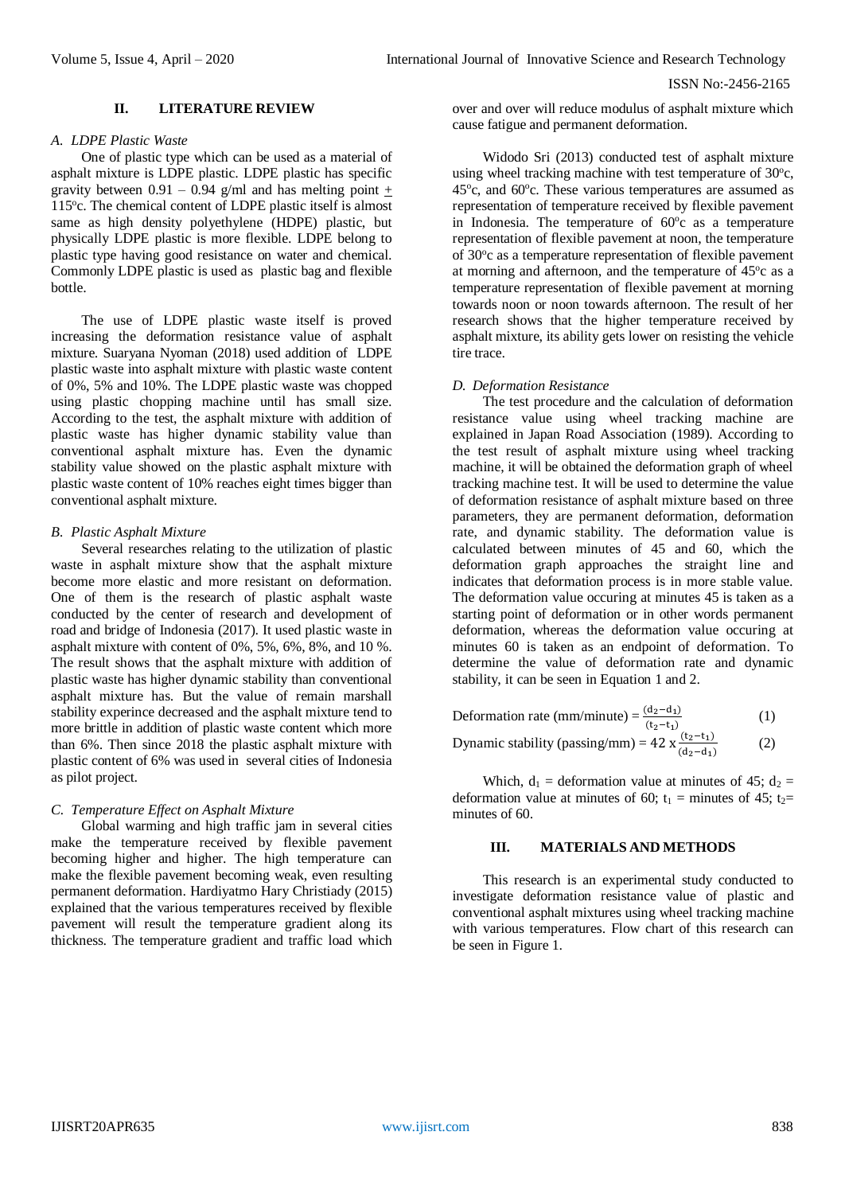## II. LITERATURE REVIEW

### *A. LDPE Plastic Waste*

One of plastic type which can be used as a material of asphalt mixture is LDPE plastic. LDPE plastic has specific gravity between 0.91 – 0.94 g/ml and has melting point ± 115ºc. The chemical content of LDPE plastic itself is almost same as high density polyethylene (HDPE) plastic, but physically LDPE plastic is more flexible. LDPE belong to plastic type having good resistance on water and chemical. Commonly LDPE plastic is used as plastic bag and flexible bottle.

The use of LDPE plastic waste itself is proved increasing the deformation resistance value of asphalt mixture. Suaryana Nyoman (2018) used addition of LDPE plastic waste into asphalt mixture with plastic waste content of 0%, 5% and 10%. The LDPE plastic waste was chopped using plastic chopping machine until has small size. According to the test, the asphalt mixture with addition of plastic waste has higher dynamic stability value than conventional asphalt mixture has. Even the dynamic stability value showed on the plastic asphalt mixture with plastic waste content of 10% reaches eight times bigger than conventional asphalt mixture.

### *B. Plastic Asphalt Mixture*

Several researches relating to the utilization of plastic waste in asphalt mixture show that the asphalt mixture become more elastic and more resistant on deformation. One of them is the research of plastic asphalt waste conducted by the center of research and development of road and bridge of Indonesia (2017). It used plastic waste in asphalt mixture with content of 0%, 5%, 6%, 8%, and 10 %. The result shows that the asphalt mixture with addition of plastic waste has higher dynamic stability than conventional asphalt mixture has. But the value of remain marshall stability experince decreased and the asphalt mixture tend to more brittle in addition of plastic waste content which more than 6%. Then since 2018 the plastic asphalt mixture with plastic content of 6% was used in several cities of Indonesia as pilot project.

### *C. Temperature Effect on Asphalt Mixture*

Global warming and high traffic jam in several cities make the temperature received by flexible pavement becoming higher and higher. The high temperature can make the flexible pavement becoming weak, even resulting permanent deformation. Hardiyatmo Hary Christiady (2015) explained that the various temperatures received by flexible pavement will result the temperature gradient along its thickness. The temperature gradient and traffic load which over and over will reduce modulus of asphalt mixture which cause fatigue and permanent deformation.

Widodo Sri (2013) conducted test of asphalt mixture using wheel tracking machine with test temperature of 30ºc, 45ºc, and 60ºc. These various temperatures are assumed as representation of temperature received by flexible pavement in Indonesia. The temperature of 60ºc as a temperature representation of flexible pavement at noon, the temperature of 30ºc as a temperature representation of flexible pavement at morning and afternoon, and the temperature of 45ºc as a temperature representation of flexible pavement at morning towards noon or noon towards afternoon. The result of her research shows that the higher temperature received by asphalt mixture, its ability gets lower on resisting the vehicle tire trace.

### *D. Deformation Resistance*

The test procedure and the calculation of deformation resistance value using wheel tracking machine are explained in Japan Road Association (1989). According to the test result of asphalt mixture using wheel tracking machine, it will be obtained the deformation graph of wheel tracking machine test. It will be used to determine the value of deformation resistance of asphalt mixture based on three parameters, they are permanent deformation, deformation rate, and dynamic stability. The deformation value is calculated between minutes of 45 and 60, which the deformation graph approaches the straight line and indicates that deformation process is in more stable value. The deformation value occuring at minutes 45 is taken as a starting point of deformation or in other words permanent deformation, whereas the deformation value occuring at minutes 60 is taken as an endpoint of deformation. To determine the value of deformation rate and dynamic stability, it can be seen in Equation 1 and 2.

$$\text{Deformation rate (mm/minute)} = \frac{(d_2 - d_1)}{(t_2 - t_1)} \quad (1)$$

$$\text{Dynamic stability (passing/mm)} = 42 \times \frac{(t_2 - t_1)}{(d_2 - d_1)} \quad (2)$$

Which, $d_1$ = deformation value at minutes of 45; $d_2$ = deformation value at minutes of 60; $t_1$ = minutes of 45; $t_2$= minutes of 60.

## III. MATERIALS AND METHODS

This research is an experimental study conducted to investigate deformation resistance value of plastic and conventional asphalt mixtures using wheel tracking machine with various temperatures. Flow chart of this research can be seen in Figure 1.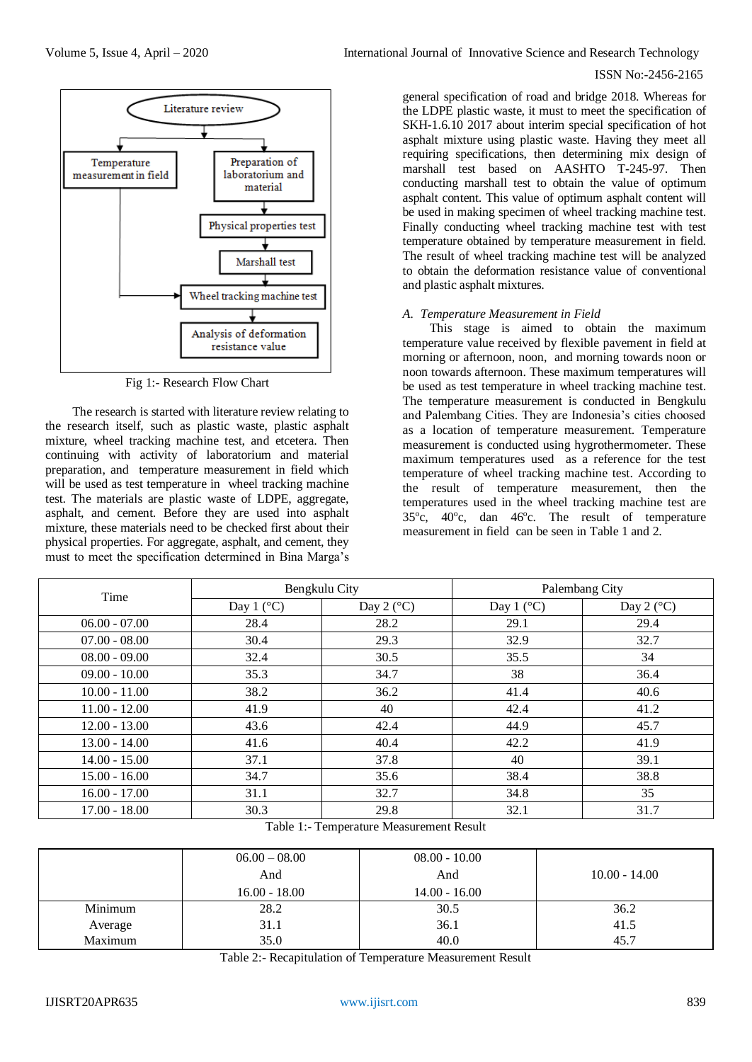Literature review

Temperature measurement in field

Preparation of laboratorium and material

Physical properties test

Marshall test

Wheel tracking machine test

Analysis of deformation resistance value

Fig 1:- Research Flow Chart

The research is started with literature review relating to the research itself, such as plastic waste, plastic asphalt mixture, wheel tracking machine test, and etcetera. Then continuing with activity of laboratorium and material preparation, and temperature measurement in field which will be used as test temperature in wheel tracking machine test. The materials are plastic waste of LDPE, aggregate, asphalt, and cement. Before they are used into asphalt mixture, these materials need to be checked first about their physical properties. For aggregate, asphalt, and cement, they must to meet the specification determined in Bina Marga's general specification of road and bridge 2018. Whereas for the LDPE plastic waste, it must to meet the specification of SKH-1.6.10 2017 about interim special specification of hot asphalt mixture using plastic waste. Having they meet all requiring specifications, then determining mix design of marshall test based on AASHTO T-245-97. Then conducting marshall test to obtain the value of optimum asphalt content. This value of optimum asphalt content will be used in making specimen of wheel tracking machine test. Finally conducting wheel tracking machine test with test temperature obtained by temperature measurement in field. The result of wheel tracking machine test will be analyzed to obtain the deformation resistance value of conventional and plastic asphalt mixtures.

### *A. Temperature Measurement in Field*

This stage is aimed to obtain the maximum temperature value received by flexible pavement in field at morning or afternoon, noon, and morning towards noon or noon towards afternoon. These maximum temperatures will be used as test temperature in wheel tracking machine test. The temperature measurement is conducted in Bengkulu and Palembang Cities. They are Indonesia's cities choosed as a location of temperature measurement. Temperature measurement is conducted using hygrothermometer. These maximum temperatures used as a reference for the test temperature of wheel tracking machine test. According to the result of temperature measurement, then the temperatures used in the wheel tracking machine test are 35°c, 40°c, dan 46°c. The result of temperature measurement in field can be seen in Table 1 and 2.

| Time | Bengkulu City | | Palembang City | |
|---|---|---|---|---|
| | Day 1 (°C) | Day 2 (°C) | Day 1 (°C) | Day 2 (°C) |
| 06.00 - 07.00 | 28.4 | 28.2 | 29.1 | 29.4 |
| 07.00 - 08.00 | 30.4 | 29.3 | 32.9 | 32.7 |
| 08.00 - 09.00 | 32.4 | 30.5 | 35.5 | 34 |
| 09.00 - 10.00 | 35.3 | 34.7 | 38 | 36.4 |
| 10.00 - 11.00 | 38.2 | 36.2 | 41.4 | 40.6 |
| 11.00 - 12.00 | 41.9 | 40 | 42.4 | 41.2 |
| 12.00 - 13.00 | 43.6 | 42.4 | 44.9 | 45.7 |
| 13.00 - 14.00 | 41.6 | 40.4 | 42.2 | 41.9 |
| 14.00 - 15.00 | 37.1 | 37.8 | 40 | 39.1 |
| 15.00 - 16.00 | 34.7 | 35.6 | 38.4 | 38.8 |
| 16.00 - 17.00 | 31.1 | 32.7 | 34.8 | 35 |
| 17.00 - 18.00 | 30.3 | 29.8 | 32.1 | 31.7 |

Table 1:- Temperature Measurement Result

| | 06.00 – 08.00 And 16.00 - 18.00 | 08.00 - 10.00 And 14.00 - 16.00 | 10.00 - 14.00 |
|---|---|---|---|
| Minimum | 28.2 | 30.5 | 36.2 |
| Average | 31.1 | 36.1 | 41.5 |
| Maximum | 35.0 | 40.0 | 45.7 |

Table 2:- Recapitulation of Temperature Measurement Result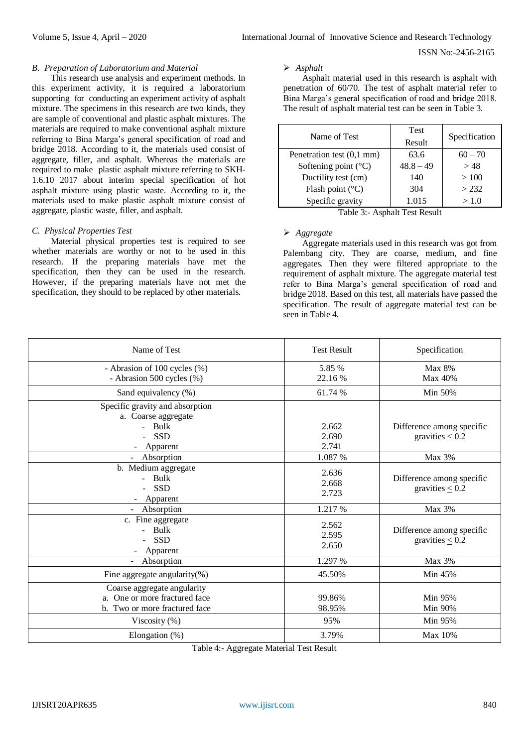### B. Preparation of Laboratorium and Material

This research use analysis and experiment methods. In this experiment activity, it is required a laboratorium supporting for conducting an experiment activity of asphalt mixture. The specimens in this research are two kinds, they are sample of conventional and plastic asphalt mixtures. The materials are required to make conventional asphalt mixture referring to Bina Marga's general specification of road and bridge 2018. According to it, the materials used consist of aggregate, filler, and asphalt. Whereas the materials are required to make plastic asphalt mixture referring to SKH-1.6.10 2017 about interim special specification of hot asphalt mixture using plastic waste. According to it, the materials used to make plastic asphalt mixture consist of aggregate, plastic waste, filler, and asphalt.

### C. Physical Properties Test

Material physical properties test is required to see whether materials are worthy or not to be used in this research. If the preparing materials have met the specification, then they can be used in the research. However, if the preparing materials have not met the specification, they should to be replaced by other materials.

- *Asphalt*

Asphalt material used in this research is asphalt with penetration of 60/70. The test of asphalt material refer to Bina Marga's general specification of road and bridge 2018. The result of asphalt material test can be seen in Table 3.

| Name of Test | Test Result | Specification |
|---|---|---|
| Penetration test (0,1 mm) | 63.6 | 60 – 70 |
| Softening point (°C) | 48.8 – 49 | > 48 |
| Ductility test (cm) | 140 | > 100 |
| Flash point (°C) | 304 | > 232 |
| Specific gravity | 1.015 | > 1.0 |

Table 3:- Asphalt Test Result

- *Aggregate*

Aggregate materials used in this research was got from Palembang city. They are coarse, medium, and fine aggregates. Then they were filtered appropriate to the requirement of asphalt mixture. The aggregate material test refer to Bina Marga's general specification of road and bridge 2018. Based on this test, all materials have passed the specification. The result of aggregate material test can be seen in Table 4.

| Name of Test | Test Result | Specification |
|---|---|---|
| - Abrasion of 100 cycles (%)<br>- Abrasion 500 cycles (%) | 5.85 %<br>22.16 % | Max 8%<br>Max 40% |
| Sand equivalency (%) | 61.74 % | Min 50% |
| Specific gravity and absorption<br>a. Coarse aggregate<br>- Bulk<br>- SSD<br>- Apparent | <br><br>2.662<br>2.690<br>2.741 | Difference among specific gravities ≤ 0.2 |
| - Absorption | 1.087 % | Max 3% |
| b. Medium aggregate<br>- Bulk<br>- SSD<br>- Apparent | 2.636<br>2.668<br>2.723 | Difference among specific gravities ≤ 0.2 |
| - Absorption | 1.217 % | Max 3% |
| c. Fine aggregate<br>- Bulk<br>- SSD<br>- Apparent | 2.562<br>2.595<br>2.650 | Difference among specific gravities ≤ 0.2 |
| - Absorption | 1.297 % | Max 3% |
| Fine aggregate angularity(%) | 45.50% | Min 45% |
| Coarse aggregate angularity<br>a. One or more fractured face<br>b. Two or more fractured face | <br>99.86%<br>98.95% | <br>Min 95%<br>Min 90% |
| Viscosity (%) | 95% | Min 95% |
| Elongation (%) | 3.79% | Max 10% |

Table 4:- Aggregate Material Test Result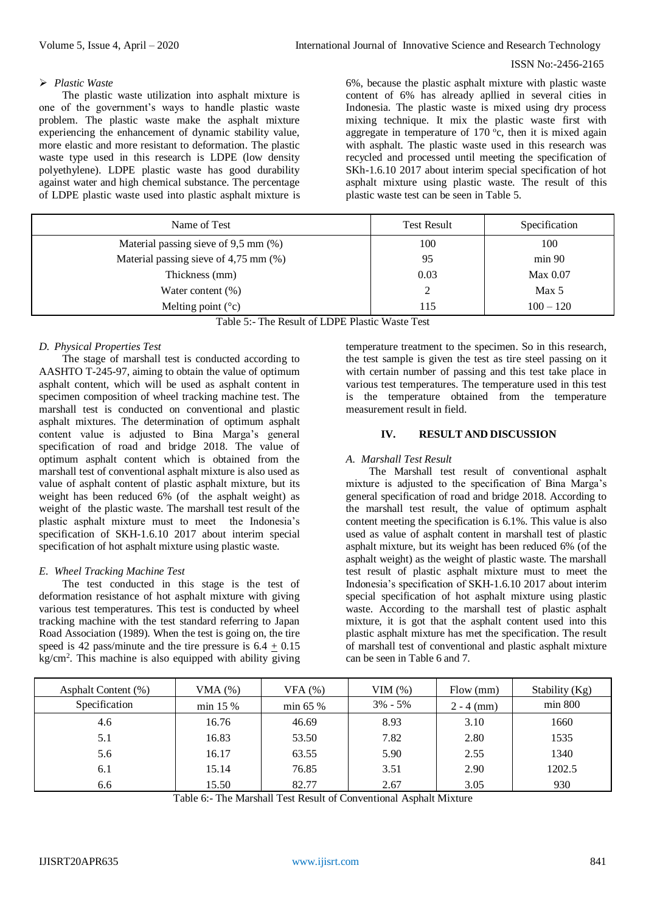➢ *Plastic Waste*

The plastic waste utilization into asphalt mixture is one of the government's ways to handle plastic waste problem. The plastic waste make the asphalt mixture experiencing the enhancement of dynamic stability value, more elastic and more resistant to deformation. The plastic waste type used in this research is LDPE (low density polyethylene). LDPE plastic waste has good durability against water and high chemical substance. The percentage of LDPE plastic waste used into plastic asphalt mixture is 6%, because the plastic asphalt mixture with plastic waste content of 6% has already apllied in several cities in Indonesia. The plastic waste is mixed using dry process mixing technique. It mix the plastic waste first with aggregate in temperature of 170 $^{o}$c, then it is mixed again with asphalt. The plastic waste used in this research was recycled and processed until meeting the specification of SKh-1.6.10 2017 about interim special specification of hot asphalt mixture using plastic waste. The result of this plastic waste test can be seen in Table 5.

| Name of Test | Test Result | Specification |
|---|---|---|
| Material passing sieve of 9,5 mm (%) | 100 | 100 |
| Material passing sieve of 4,75 mm (%) | 95 | min 90 |
| Thickness (mm) | 0.03 | Max 0.07 |
| Water content (%) | 2 | Max 5 |
| Melting point (°c) | 115 | 100 – 120 |

Table 5:- The Result of LDPE Plastic Waste Test

### D. Physical Properties Test

The stage of marshall test is conducted according to AASHTO T-245-97, aiming to obtain the value of optimum asphalt content, which will be used as asphalt content in specimen composition of wheel tracking machine test. The marshall test is conducted on conventional and plastic asphalt mixtures. The determination of optimum asphalt content value is adjusted to Bina Marga's general specification of road and bridge 2018. The value of optimum asphalt content which is obtained from the marshall test of conventional asphalt mixture is also used as value of asphalt content of plastic asphalt mixture, but its weight has been reduced 6% (of the asphalt weight) as weight of the plastic waste. The marshall test result of the plastic asphalt mixture must to meet the Indonesia's specification of SKH-1.6.10 2017 about interim special specification of hot asphalt mixture using plastic waste.

### E. Wheel Tracking Machine Test

The test conducted in this stage is the test of deformation resistance of hot asphalt mixture with giving various test temperatures. This test is conducted by wheel tracking machine with the test standard referring to Japan Road Association (1989). When the test is going on, the tire speed is 42 pass/minute and the tire pressure is $6.4 \pm 0.15$ kg/cm$^2$. This machine is also equipped with ability giving temperature treatment to the specimen. So in this research, the test sample is given the test as tire steel passing on it with certain number of passing and this test take place in various test temperatures. The temperature used in this test is the temperature obtained from the temperature measurement result in field.

## IV. RESULT AND DISCUSSION

### A. Marshall Test Result

The Marshall test result of conventional asphalt mixture is adjusted to the specification of Bina Marga's general specification of road and bridge 2018. According to the marshall test result, the value of optimum asphalt content meeting the specification is 6.1%. This value is also used as value of asphalt content in marshall test of plastic asphalt mixture, but its weight has been reduced 6% (of the asphalt weight) as the weight of plastic waste. The marshall test result of plastic asphalt mixture must to meet the Indonesia's specification of SKH-1.6.10 2017 about interim special specification of hot asphalt mixture using plastic waste. According to the marshall test of plastic asphalt mixture, it is got that the asphalt content used into this plastic asphalt mixture has met the specification. The result of marshall test of conventional and plastic asphalt mixture can be seen in Table 6 and 7.

| Asphalt Content (%) | VMA (%) | VFA (%) | VIM (%) | Flow (mm) | Stability (Kg) |
|---|---|---|---|---|---|
| Specification | min 15 % | min 65 % | 3% - 5% | 2 - 4 (mm) | min 800 |
| 4.6 | 16.76 | 46.69 | 8.93 | 3.10 | 1660 |
| 5.1 | 16.83 | 53.50 | 7.82 | 2.80 | 1535 |
| 5.6 | 16.17 | 63.55 | 5.90 | 2.55 | 1340 |
| 6.1 | 15.14 | 76.85 | 3.51 | 2.90 | 1202.5 |
| 6.6 | 15.50 | 82.77 | 2.67 | 3.05 | 930 |

Table 6:- The Marshall Test Result of Conventional Asphalt Mixture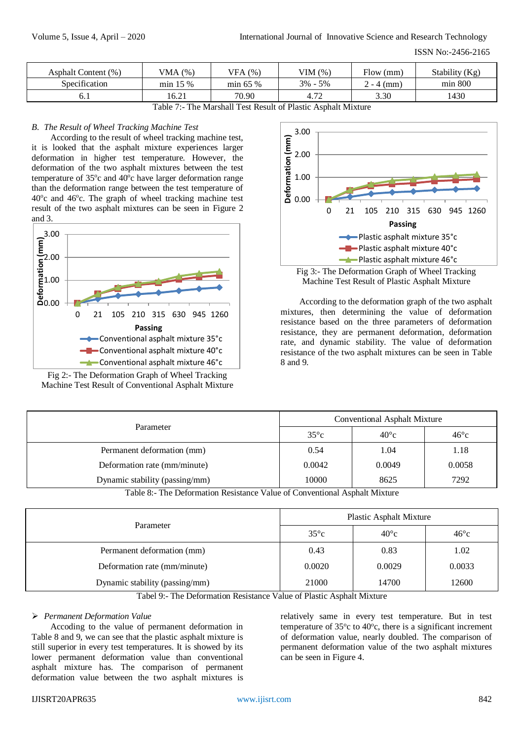| Asphalt Content (%) | VMA (%) | VFA (%) | VIM (%) | Flow (mm) | Stability (Kg) |
|---|---|---|---|---|---|
| Specification | min 15 % | min 65 % | 3% - 5% | 2 - 4 (mm) | min 800 |
| 6.1 | 16.21 | 70.90 | 4.72 | 3.30 | 1430 |

Table 7:- The Marshall Test Result of Plastic Asphalt Mixture

### *B. The Result of Wheel Tracking Machine Test*

According to the result of wheel tracking machine test, it is looked that the asphalt mixture experiences larger deformation in higher test temperature. However, the deformation of the two asphalt mixtures between the test temperature of 35°c and 40°c have larger deformation range than the deformation range between the test temperature of 40°c and 46°c. The graph of wheel tracking machine test result of the two asphalt mixtures can be seen in Figure 2 and 3.

Fig 2:- The Deformation Graph of Wheel Tracking Machine Test Result of Conventional Asphalt Mixture

Fig 3:- The Deformation Graph of Wheel Tracking Machine Test Result of Plastic Asphalt Mixture

According to the deformation graph of the two asphalt mixtures, then determining the value of deformation resistance based on the three parameters of deformation resistance, they are permanent deformation, deformation rate, and dynamic stability. The value of deformation resistance of the two asphalt mixtures can be seen in Table 8 and 9.

| Parameter | Conventional Asphalt Mixture | | |
|---|---|---|---|
| | 35°c | 40°c | 46°c |
| Permanent deformation (mm) | 0.54 | 1.04 | 1.18 |
| Deformation rate (mm/minute) | 0.0042 | 0.0049 | 0.0058 |
| Dynamic stability (passing/mm) | 10000 | 8625 | 7292 |

Table 8:- The Deformation Resistance Value of Conventional Asphalt Mixture

| Parameter | Plastic Asphalt Mixture | | |
|---|---|---|---|
| | 35°c | 40°c | 46°c |
| Permanent deformation (mm) | 0.43 | 0.83 | 1.02 |
| Deformation rate (mm/minute) | 0.0020 | 0.0029 | 0.0033 |
| Dynamic stability (passing/mm) | 21000 | 14700 | 12600 |

Tabel 9:- The Deformation Resistance Value of Plastic Asphalt Mixture

➢ *Permanent Deformation Value*

Accoding to the value of permanent deformation in Table 8 and 9, we can see that the plastic asphalt mixture is still superior in every test temperatures. It is showed by its lower permanent deformation value than conventional asphalt mixture has. The comparison of permanent deformation value between the two asphalt mixtures is relatively same in every test temperature. But in test temperature of 35°c to 40°c, there is a significant increment of deformation value, nearly doubled. The comparison of permanent deformation value of the two asphalt mixtures can be seen in Figure 4.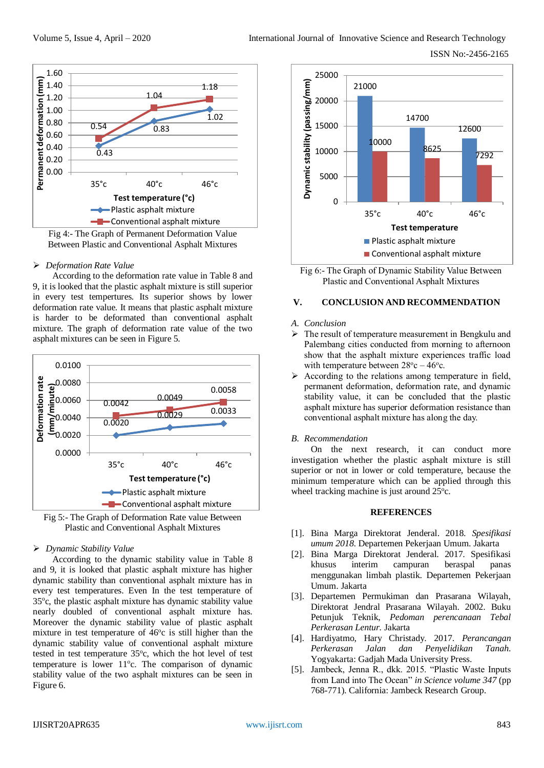Fig 4:- The Graph of Permanent Deformation Value Between Plastic and Conventional Asphalt Mixtures

➢ *Deformation Rate Value*

According to the deformation rate value in Table 8 and 9, it is looked that the plastic asphalt mixture is still superior in every test tempertures. Its superior shows by lower deformation rate value. It means that plastic asphalt mixture is harder to be deformated than conventional asphalt mixture. The graph of deformation rate value of the two asphalt mixtures can be seen in Figure 5.

Fig 5:- The Graph of Deformation Rate value Between Plastic and Conventional Asphalt Mixtures

➢ *Dynamic Stability Value*

According to the dynamic stability value in Table 8 and 9, it is looked that plastic asphalt mixture has higher dynamic stability than conventional asphalt mixture has in every test temperatures. Even In the test temperature of 35ºc, the plastic asphalt mixture has dynamic stability value nearly doubled of conventional asphalt mixture has. Moreover the dynamic stability value of plastic asphalt mixture in test temperature of 46ºc is still higher than the dynamic stability value of conventional asphalt mixture tested in test temperature 35ºc, which the hot level of test temperature is lower 11ºc. The comparison of dynamic stability value of the two asphalt mixtures can be seen in Figure 6.

Fig 6:- The Graph of Dynamic Stability Value Between Plastic and Conventional Asphalt Mixtures

## V. CONCLUSION AND RECOMMENDATION

### *A. Conclusion*

- The result of temperature measurement in Bengkulu and Palembang cities conducted from morning to afternoon show that the asphalt mixture experiences traffic load with temperature between 28ºc – 46ºc.
- According to the relations among temperature in field, permanent deformation, deformation rate, and dynamic stability value, it can be concluded that the plastic asphalt mixture has superior deformation resistance than conventional asphalt mixture has along the day.

### *B. Recommendation*

On the next research, it can conduct more investigation whether the plastic asphalt mixture is still superior or not in lower or cold temperature, because the minimum temperature which can be applied through this wheel tracking machine is just around 25ºc.

## REFERENCES

[1]. Bina Marga Direktorat Jenderal. 2018. *Spesifikasi umum 2018.* Departemen Pekerjaan Umum. Jakarta

[2]. Bina Marga Direktorat Jenderal. 2017. Spesifikasi khusus interim campuran beraspal panas menggunakan limbah plastik. Departemen Pekerjaan Umum. Jakarta

[3]. Departemen Permukiman dan Prasarana Wilayah, Direktorat Jendral Prasarana Wilayah. 2002. Buku Petunjuk Teknik, *Pedoman perencanaan Tebal Perkerasan Lentur.* Jakarta

[4]. Hardiyatmo, Hary Christady. 2017. *Perancangan Perkerasan Jalan dan Penyelidikan Tanah.* Yogyakarta: Gadjah Mada University Press.

[5]. Jambeck, Jenna R., dkk. 2015. "Plastic Waste Inputs from Land into The Ocean" *in Science volume 347* (pp 768-771). California: Jambeck Research Group.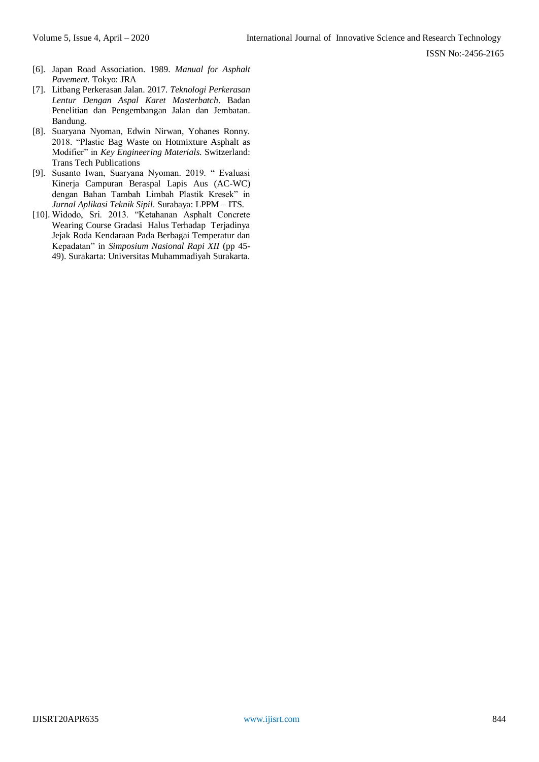[6]. Japan Road Association. 1989. *Manual for Asphalt Pavement*. Tokyo: JRA

[7]. Litbang Perkerasan Jalan. 2017. *Teknologi Perkerasan Lentur Dengan Aspal Karet Masterbatch*. Badan Penelitian dan Pengembangan Jalan dan Jembatan. Bandung.

[8]. Suaryana Nyoman, Edwin Nirwan, Yohanes Ronny. 2018. "Plastic Bag Waste on Hotmixture Asphalt as Modifier" in *Key Engineering Materials*. Switzerland: Trans Tech Publications

[9]. Susanto Iwan, Suaryana Nyoman. 2019. " Evaluasi Kinerja Campuran Beraspal Lapis Aus (AC-WC) dengan Bahan Tambah Limbah Plastik Kresek" in *Jurnal Aplikasi Teknik Sipil*. Surabaya: LPPM – ITS.

[10]. Widodo, Sri. 2013. "Ketahanan Asphalt Concrete Wearing Course Gradasi Halus Terhadap Terjadinya Jejak Roda Kendaraan Pada Berbagai Temperatur dan Kepadatan" in *Simposium Nasional Rapi XII* (pp 45-49). Surakarta: Universitas Muhammadiyah Surakarta.